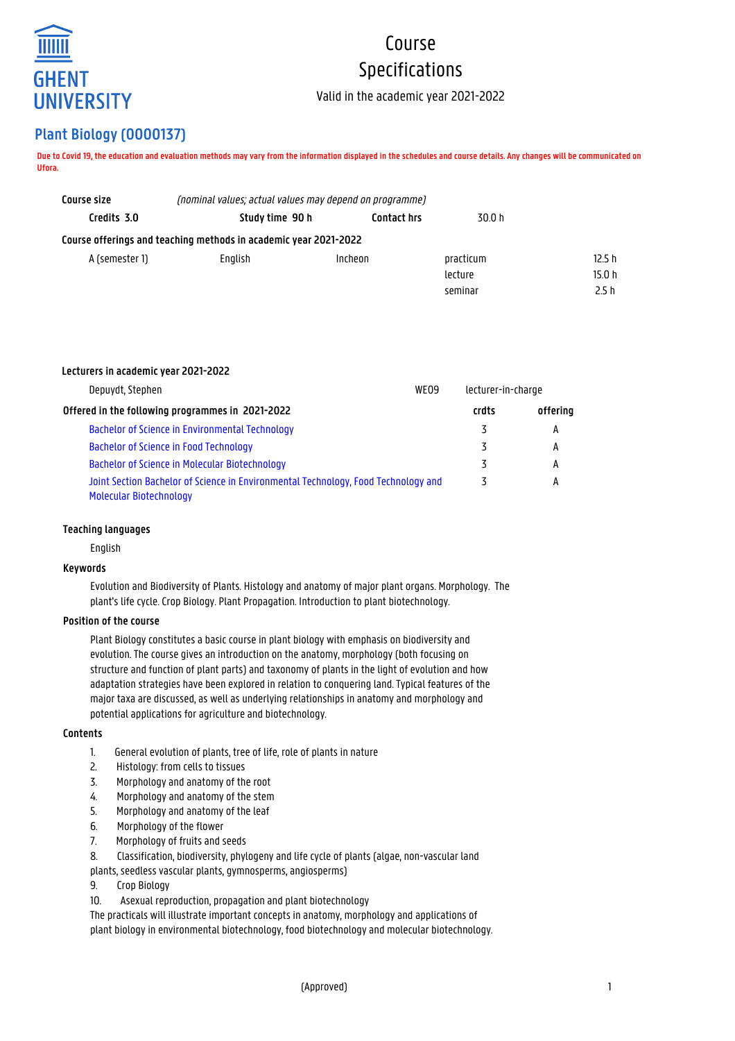# Course Specifications

Valid in the academic year 2021-2022

## Plant Biology (O000137)

**Due to Covid 19, the education and evaluation methods may vary from the information displayed in the schedules and course details. Any changes will be communicated on Ufora.**

**Course size** *(nominal values; actual values may depend on programme)*

| **Credits** 3.0 | **Study time** 90 h | **Contact hrs** | 30.0 h |
|---|---|---|---|

**Course offerings and teaching methods in academic year 2021-2022**

| | | | | |
|---|---|---|---|---|
| A (semester 1) | English | Incheon | practicum | 12.5 h |
| | | | lecture | 15.0 h |
| | | | seminar | 2.5 h |

**Lecturers in academic year 2021-2022**

| | | |
|---|---|---|
| Depuydt, Stephen | WE09 | lecturer-in-charge |

| **Offered in the following programmes in 2021-2022** | **crdts** | **offering** |
|---|---|---|
| Bachelor of Science in Environmental Technology | 3 | A |
| Bachelor of Science in Food Technology | 3 | A |
| Bachelor of Science in Molecular Biotechnology | 3 | A |
| Joint Section Bachelor of Science in Environmental Technology, Food Technology and Molecular Biotechnology | 3 | A |

### Teaching languages

English

### Keywords

Evolution and Biodiversity of Plants. Histology and anatomy of major plant organs. Morphology. The plant's life cycle. Crop Biology. Plant Propagation. Introduction to plant biotechnology.

### Position of the course

Plant Biology constitutes a basic course in plant biology with emphasis on biodiversity and evolution. The course gives an introduction on the anatomy, morphology (both focusing on structure and function of plant parts) and taxonomy of plants in the light of evolution and how adaptation strategies have been explored in relation to conquering land. Typical features of the major taxa are discussed, as well as underlying relationships in anatomy and morphology and potential applications for agriculture and biotechnology.

### Contents

1. General evolution of plants, tree of life, role of plants in nature
2. Histology: from cells to tissues
3. Morphology and anatomy of the root
4. Morphology and anatomy of the stem
5. Morphology and anatomy of the leaf
6. Morphology of the flower
7. Morphology of fruits and seeds
8. Classification, biodiversity, phylogeny and life cycle of plants (algae, non-vascular land plants, seedless vascular plants, gymnosperms, angiosperms)
9. Crop Biology
10. Asexual reproduction, propagation and plant biotechnology

The practicals will illustrate important concepts in anatomy, morphology and applications of plant biology in environmental biotechnology, food biotechnology and molecular biotechnology.

(Approved)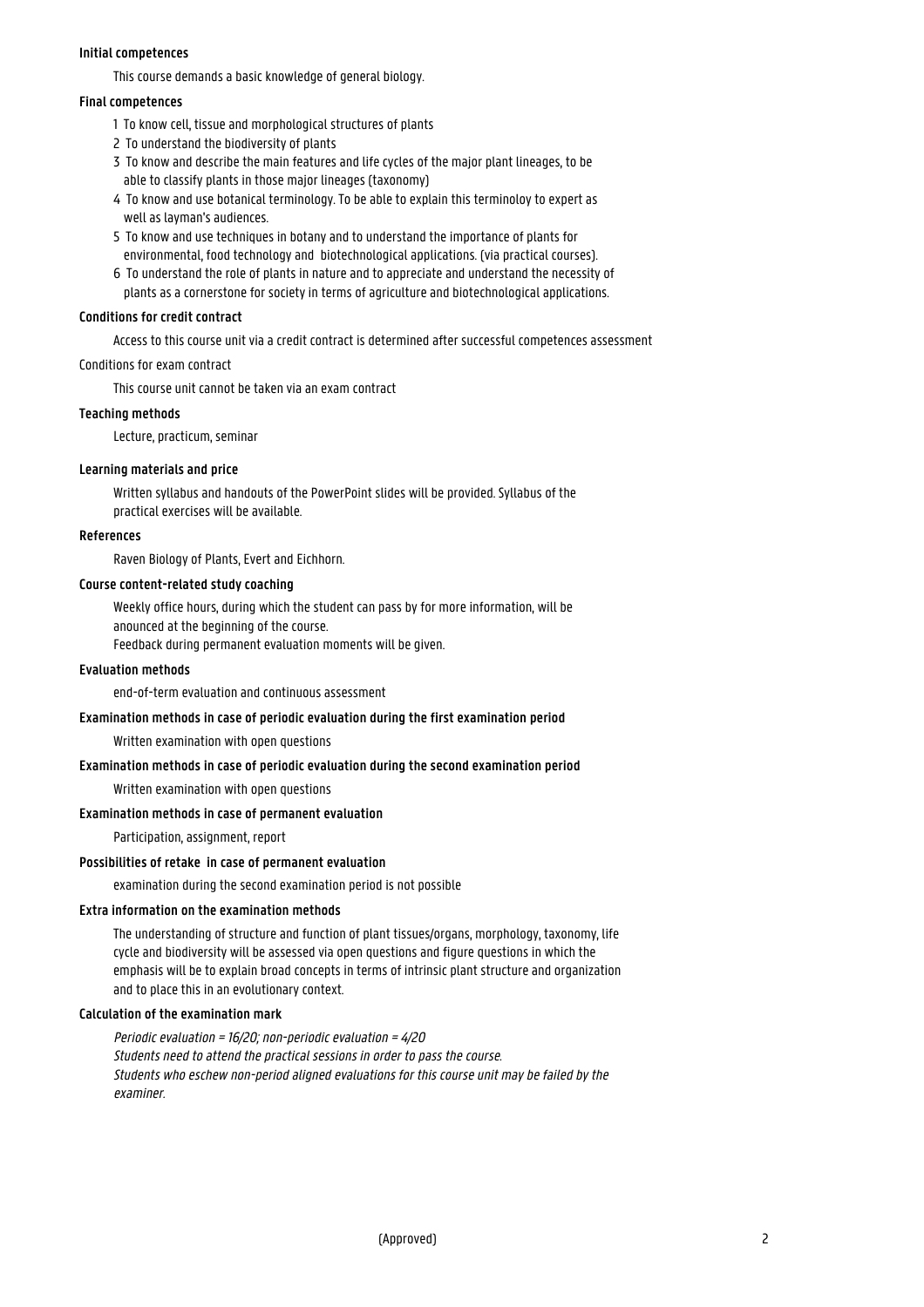### Initial competences

This course demands a basic knowledge of general biology.

### Final competences

1 To know cell, tissue and morphological structures of plants
2 To understand the biodiversity of plants
3 To know and describe the main features and life cycles of the major plant lineages, to be able to classify plants in those major lineages (taxonomy)
4 To know and use botanical terminology. To be able to explain this terminoloy to expert as well as layman's audiences.
5 To know and use techniques in botany and to understand the importance of plants for environmental, food technology and biotechnological applications. (via practical courses).
6 To understand the role of plants in nature and to appreciate and understand the necessity of plants as a cornerstone for society in terms of agriculture and biotechnological applications.

### Conditions for credit contract

Access to this course unit via a credit contract is determined after successful competences assessment

Conditions for exam contract

This course unit cannot be taken via an exam contract

### Teaching methods

Lecture, practicum, seminar

### Learning materials and price

Written syllabus and handouts of the PowerPoint slides will be provided. Syllabus of the practical exercises will be available.

### References

Raven Biology of Plants, Evert and Eichhorn.

### Course content-related study coaching

Weekly office hours, during which the student can pass by for more information, will be anounced at the beginning of the course.
Feedback during permanent evaluation moments will be given.

### Evaluation methods

end-of-term evaluation and continuous assessment

### Examination methods in case of periodic evaluation during the first examination period

Written examination with open questions

### Examination methods in case of periodic evaluation during the second examination period

Written examination with open questions

### Examination methods in case of permanent evaluation

Participation, assignment, report

### Possibilities of retake in case of permanent evaluation

examination during the second examination period is not possible

### Extra information on the examination methods

The understanding of structure and function of plant tissues/organs, morphology, taxonomy, life cycle and biodiversity will be assessed via open questions and figure questions in which the emphasis will be to explain broad concepts in terms of intrinsic plant structure and organization and to place this in an evolutionary context.

### Calculation of the examination mark

*Periodic evaluation = 16/20; non-periodic evaluation = 4/20*
*Students need to attend the practical sessions in order to pass the course.*
*Students who eschew non-period aligned evaluations for this course unit may be failed by the examiner.*

(Approved)